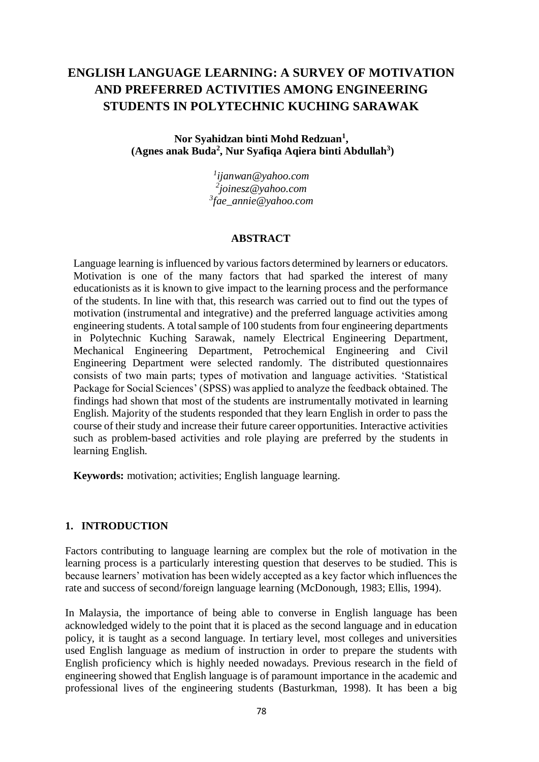# ENGLISH LANGUAGE LEARNING: A SURVEY OF MOTIVATION AND PREFERRED ACTIVITIES AMONG ENGINEERING STUDENTS IN POLYTECHNIC KUCHING SARAWAK

**Nor Syahidzan binti Mohd Redzuan[1], (Agnes anak Buda[2], Nur Syafiqa Aqiera binti Abdullah[3])**

*[1]ijanwan@yahoo.com*
*[2]joinesz@yahoo.com*
*[3]fae_annie@yahoo.com*

## ABSTRACT

Language learning is influenced by various factors determined by learners or educators. Motivation is one of the many factors that had sparked the interest of many educationists as it is known to give impact to the learning process and the performance of the students. In line with that, this research was carried out to find out the types of motivation (instrumental and integrative) and the preferred language activities among engineering students. A total sample of 100 students from four engineering departments in Polytechnic Kuching Sarawak, namely Electrical Engineering Department, Mechanical Engineering Department, Petrochemical Engineering and Civil Engineering Department were selected randomly. The distributed questionnaires consists of two main parts; types of motivation and language activities. 'Statistical Package for Social Sciences' (SPSS) was applied to analyze the feedback obtained. The findings had shown that most of the students are instrumentally motivated in learning English. Majority of the students responded that they learn English in order to pass the course of their study and increase their future career opportunities. Interactive activities such as problem-based activities and role playing are preferred by the students in learning English.

**Keywords:** motivation; activities; English language learning.

## 1. INTRODUCTION

Factors contributing to language learning are complex but the role of motivation in the learning process is a particularly interesting question that deserves to be studied. This is because learners' motivation has been widely accepted as a key factor which influences the rate and success of second/foreign language learning (McDonough, 1983; Ellis, 1994).

In Malaysia, the importance of being able to converse in English language has been acknowledged widely to the point that it is placed as the second language and in education policy, it is taught as a second language. In tertiary level, most colleges and universities used English language as medium of instruction in order to prepare the students with English proficiency which is highly needed nowadays. Previous research in the field of engineering showed that English language is of paramount importance in the academic and professional lives of the engineering students (Basturkman, 1998). It has been a big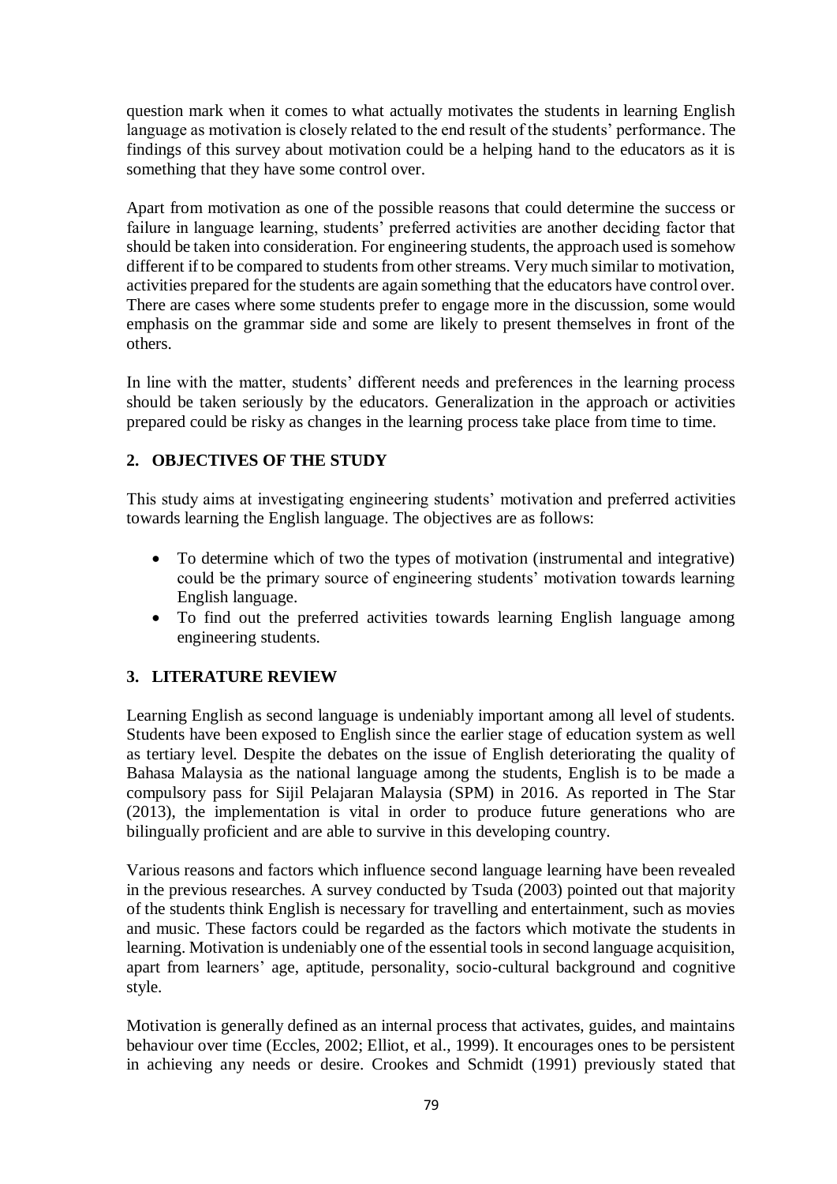question mark when it comes to what actually motivates the students in learning English language as motivation is closely related to the end result of the students' performance. The findings of this survey about motivation could be a helping hand to the educators as it is something that they have some control over.

Apart from motivation as one of the possible reasons that could determine the success or failure in language learning, students' preferred activities are another deciding factor that should be taken into consideration. For engineering students, the approach used is somehow different if to be compared to students from other streams. Very much similar to motivation, activities prepared for the students are again something that the educators have control over. There are cases where some students prefer to engage more in the discussion, some would emphasis on the grammar side and some are likely to present themselves in front of the others.

In line with the matter, students' different needs and preferences in the learning process should be taken seriously by the educators. Generalization in the approach or activities prepared could be risky as changes in the learning process take place from time to time.

## 2. OBJECTIVES OF THE STUDY

This study aims at investigating engineering students' motivation and preferred activities towards learning the English language. The objectives are as follows:

- To determine which of two the types of motivation (instrumental and integrative) could be the primary source of engineering students' motivation towards learning English language.
- To find out the preferred activities towards learning English language among engineering students.

## 3. LITERATURE REVIEW

Learning English as second language is undeniably important among all level of students. Students have been exposed to English since the earlier stage of education system as well as tertiary level. Despite the debates on the issue of English deteriorating the quality of Bahasa Malaysia as the national language among the students, English is to be made a compulsory pass for Sijil Pelajaran Malaysia (SPM) in 2016. As reported in The Star (2013), the implementation is vital in order to produce future generations who are bilingually proficient and are able to survive in this developing country.

Various reasons and factors which influence second language learning have been revealed in the previous researches. A survey conducted by Tsuda (2003) pointed out that majority of the students think English is necessary for travelling and entertainment, such as movies and music. These factors could be regarded as the factors which motivate the students in learning. Motivation is undeniably one of the essential tools in second language acquisition, apart from learners' age, aptitude, personality, socio-cultural background and cognitive style.

Motivation is generally defined as an internal process that activates, guides, and maintains behaviour over time (Eccles, 2002; Elliot, et al., 1999). It encourages ones to be persistent in achieving any needs or desire. Crookes and Schmidt (1991) previously stated that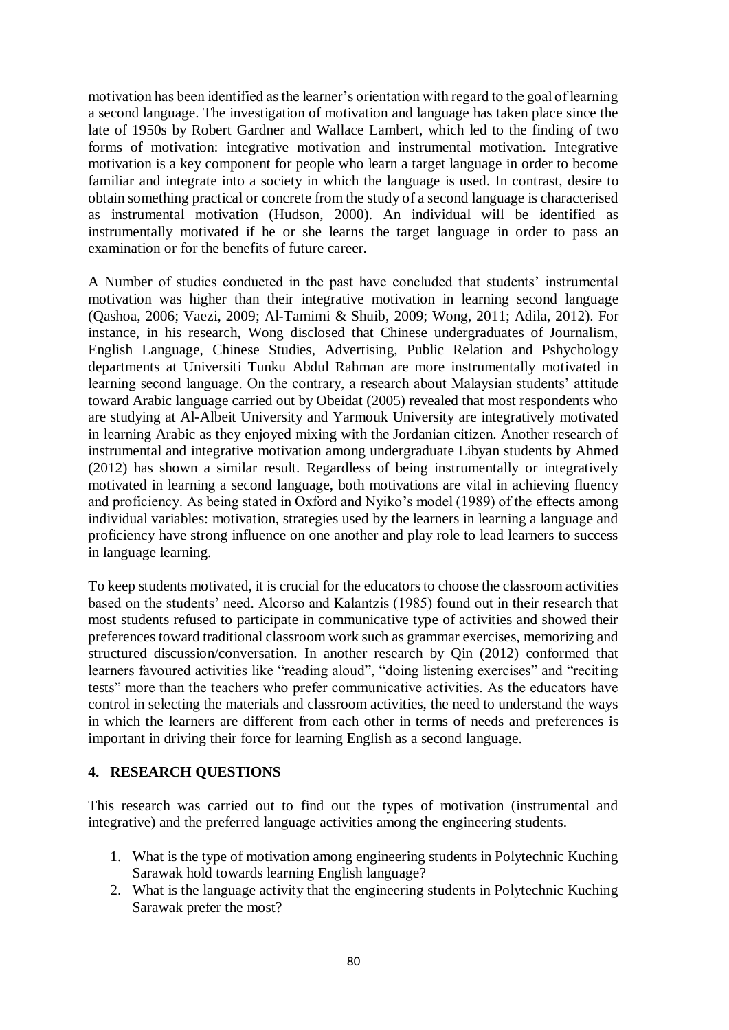motivation has been identified as the learner's orientation with regard to the goal of learning a second language. The investigation of motivation and language has taken place since the late of 1950s by Robert Gardner and Wallace Lambert, which led to the finding of two forms of motivation: integrative motivation and instrumental motivation. Integrative motivation is a key component for people who learn a target language in order to become familiar and integrate into a society in which the language is used. In contrast, desire to obtain something practical or concrete from the study of a second language is characterised as instrumental motivation (Hudson, 2000). An individual will be identified as instrumentally motivated if he or she learns the target language in order to pass an examination or for the benefits of future career.

A Number of studies conducted in the past have concluded that students' instrumental motivation was higher than their integrative motivation in learning second language (Qashoa, 2006; Vaezi, 2009; Al-Tamimi & Shuib, 2009; Wong, 2011; Adila, 2012). For instance, in his research, Wong disclosed that Chinese undergraduates of Journalism, English Language, Chinese Studies, Advertising, Public Relation and Pshychology departments at Universiti Tunku Abdul Rahman are more instrumentally motivated in learning second language. On the contrary, a research about Malaysian students' attitude toward Arabic language carried out by Obeidat (2005) revealed that most respondents who are studying at Al-Albeit University and Yarmouk University are integratively motivated in learning Arabic as they enjoyed mixing with the Jordanian citizen. Another research of instrumental and integrative motivation among undergraduate Libyan students by Ahmed (2012) has shown a similar result. Regardless of being instrumentally or integratively motivated in learning a second language, both motivations are vital in achieving fluency and proficiency. As being stated in Oxford and Nyiko's model (1989) of the effects among individual variables: motivation, strategies used by the learners in learning a language and proficiency have strong influence on one another and play role to lead learners to success in language learning.

To keep students motivated, it is crucial for the educators to choose the classroom activities based on the students' need. Alcorso and Kalantzis (1985) found out in their research that most students refused to participate in communicative type of activities and showed their preferences toward traditional classroom work such as grammar exercises, memorizing and structured discussion/conversation. In another research by Qin (2012) conformed that learners favoured activities like "reading aloud", "doing listening exercises" and "reciting tests" more than the teachers who prefer communicative activities. As the educators have control in selecting the materials and classroom activities, the need to understand the ways in which the learners are different from each other in terms of needs and preferences is important in driving their force for learning English as a second language.

## 4. RESEARCH QUESTIONS

This research was carried out to find out the types of motivation (instrumental and integrative) and the preferred language activities among the engineering students.

1. What is the type of motivation among engineering students in Polytechnic Kuching Sarawak hold towards learning English language?
2. What is the language activity that the engineering students in Polytechnic Kuching Sarawak prefer the most?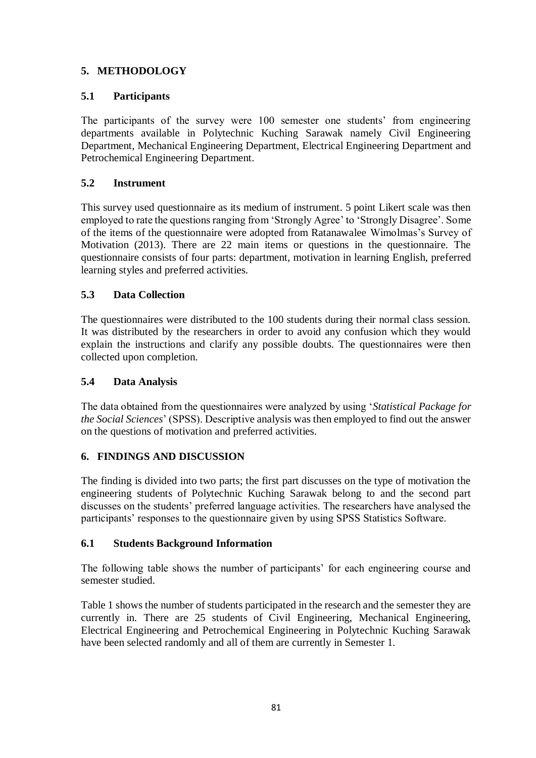## 5. METHODOLOGY

### 5.1 Participants

The participants of the survey were 100 semester one students' from engineering departments available in Polytechnic Kuching Sarawak namely Civil Engineering Department, Mechanical Engineering Department, Electrical Engineering Department and Petrochemical Engineering Department.

### 5.2 Instrument

This survey used questionnaire as its medium of instrument. 5 point Likert scale was then employed to rate the questions ranging from 'Strongly Agree' to 'Strongly Disagree'. Some of the items of the questionnaire were adopted from Ratanawalee Wimolmas's Survey of Motivation (2013). There are 22 main items or questions in the questionnaire. The questionnaire consists of four parts: department, motivation in learning English, preferred learning styles and preferred activities.

### 5.3 Data Collection

The questionnaires were distributed to the 100 students during their normal class session. It was distributed by the researchers in order to avoid any confusion which they would explain the instructions and clarify any possible doubts. The questionnaires were then collected upon completion.

### 5.4 Data Analysis

The data obtained from the questionnaires were analyzed by using '*Statistical Package for the Social Sciences*' (SPSS). Descriptive analysis was then employed to find out the answer on the questions of motivation and preferred activities.

## 6. FINDINGS AND DISCUSSION

The finding is divided into two parts; the first part discusses on the type of motivation the engineering students of Polytechnic Kuching Sarawak belong to and the second part discusses on the students' preferred language activities. The researchers have analysed the participants' responses to the questionnaire given by using SPSS Statistics Software.

### 6.1 Students Background Information

The following table shows the number of participants' for each engineering course and semester studied.

Table 1 shows the number of students participated in the research and the semester they are currently in. There are 25 students of Civil Engineering, Mechanical Engineering, Electrical Engineering and Petrochemical Engineering in Polytechnic Kuching Sarawak have been selected randomly and all of them are currently in Semester 1.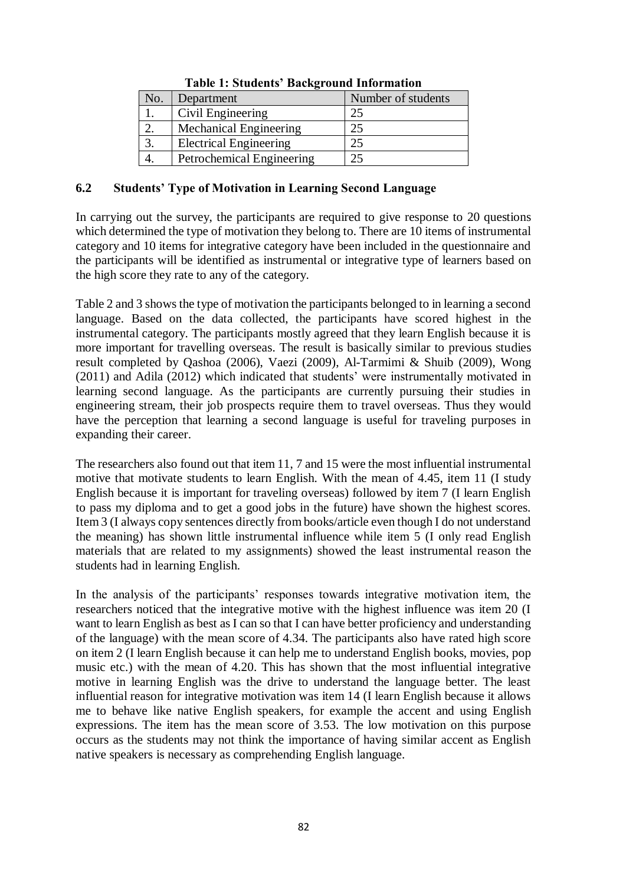**Table 1: Students' Background Information**

| No. | Department | Number of students |
|---|---|---|
| 1. | Civil Engineering | 25 |
| 2. | Mechanical Engineering | 25 |
| 3. | Electrical Engineering | 25 |
| 4. | Petrochemical Engineering | 25 |

### 6.2 Students' Type of Motivation in Learning Second Language

In carrying out the survey, the participants are required to give response to 20 questions which determined the type of motivation they belong to. There are 10 items of instrumental category and 10 items for integrative category have been included in the questionnaire and the participants will be identified as instrumental or integrative type of learners based on the high score they rate to any of the category.

Table 2 and 3 shows the type of motivation the participants belonged to in learning a second language. Based on the data collected, the participants have scored highest in the instrumental category. The participants mostly agreed that they learn English because it is more important for travelling overseas. The result is basically similar to previous studies result completed by Qashoa (2006), Vaezi (2009), Al-Tarmimi & Shuib (2009), Wong (2011) and Adila (2012) which indicated that students' were instrumentally motivated in learning second language. As the participants are currently pursuing their studies in engineering stream, their job prospects require them to travel overseas. Thus they would have the perception that learning a second language is useful for traveling purposes in expanding their career.

The researchers also found out that item 11, 7 and 15 were the most influential instrumental motive that motivate students to learn English. With the mean of 4.45, item 11 (I study English because it is important for traveling overseas) followed by item 7 (I learn English to pass my diploma and to get a good jobs in the future) have shown the highest scores. Item 3 (I always copy sentences directly from books/article even though I do not understand the meaning) has shown little instrumental influence while item 5 (I only read English materials that are related to my assignments) showed the least instrumental reason the students had in learning English.

In the analysis of the participants' responses towards integrative motivation item, the researchers noticed that the integrative motive with the highest influence was item 20 (I want to learn English as best as I can so that I can have better proficiency and understanding of the language) with the mean score of 4.34. The participants also have rated high score on item 2 (I learn English because it can help me to understand English books, movies, pop music etc.) with the mean of 4.20. This has shown that the most influential integrative motive in learning English was the drive to understand the language better. The least influential reason for integrative motivation was item 14 (I learn English because it allows me to behave like native English speakers, for example the accent and using English expressions. The item has the mean score of 3.53. The low motivation on this purpose occurs as the students may not think the importance of having similar accent as English native speakers is necessary as comprehending English language.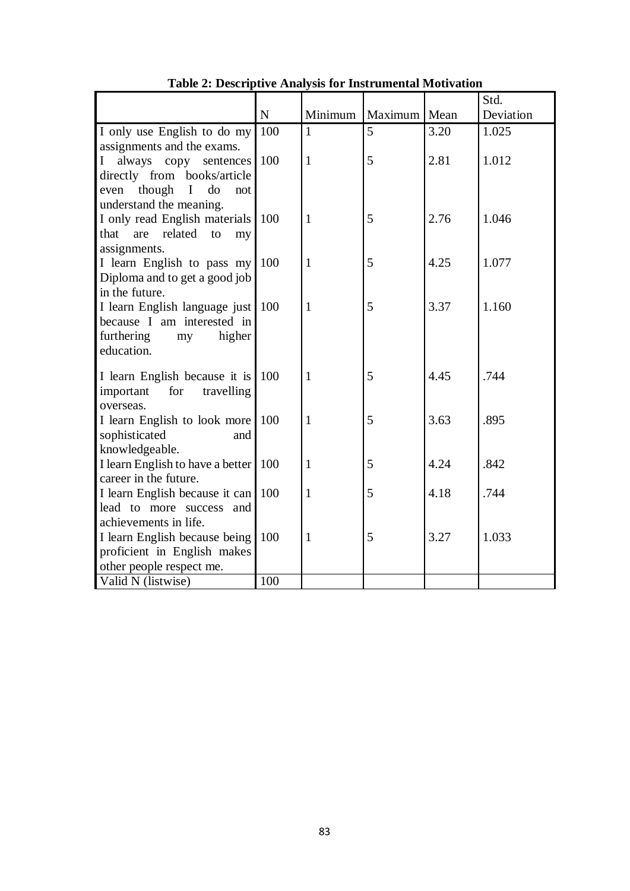**Table 2: Descriptive Analysis for Instrumental Motivation**

| | N | Minimum | Maximum | Mean | Std. Deviation |
|---|---|---|---|---|---|
| I only use English to do my assignments and the exams. | 100 | 1 | 5 | 3.20 | 1.025 |
| I always copy sentences directly from books/article even though I do not understand the meaning. | 100 | 1 | 5 | 2.81 | 1.012 |
| I only read English materials that are related to my assignments. | 100 | 1 | 5 | 2.76 | 1.046 |
| I learn English to pass my Diploma and to get a good job in the future. | 100 | 1 | 5 | 4.25 | 1.077 |
| I learn English language just because I am interested in furthering my higher education. | 100 | 1 | 5 | 3.37 | 1.160 |
| I learn English because it is important for travelling overseas. | 100 | 1 | 5 | 4.45 | .744 |
| I learn English to look more sophisticated and knowledgeable. | 100 | 1 | 5 | 3.63 | .895 |
| I learn English to have a better career in the future. | 100 | 1 | 5 | 4.24 | .842 |
| I learn English because it can lead to more success and achievements in life. | 100 | 1 | 5 | 4.18 | .744 |
| I learn English because being proficient in English makes other people respect me. | 100 | 1 | 5 | 3.27 | 1.033 |
| Valid N (listwise) | 100 | | | | |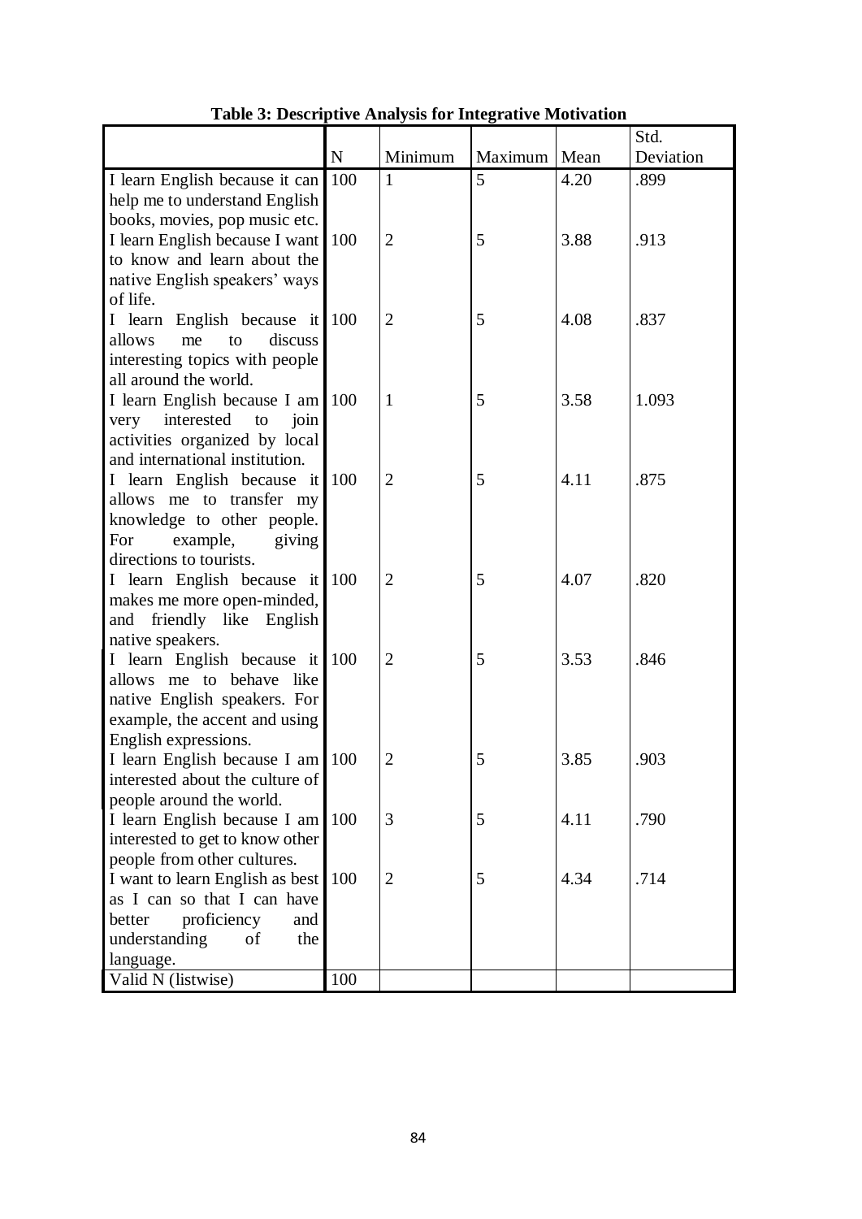**Table 3: Descriptive Analysis for Integrative Motivation**

| | N | Minimum | Maximum | Mean | Std. Deviation |
|---|---|---|---|---|---|
| I learn English because it can help me to understand English books, movies, pop music etc. | 100 | 1 | 5 | 4.20 | .899 |
| I learn English because I want to know and learn about the native English speakers' ways of life. | 100 | 2 | 5 | 3.88 | .913 |
| I learn English because it allows me to discuss interesting topics with people all around the world. | 100 | 2 | 5 | 4.08 | .837 |
| I learn English because I am very interested to join activities organized by local and international institution. | 100 | 1 | 5 | 3.58 | 1.093 |
| I learn English because it allows me to transfer my knowledge to other people. For example, giving directions to tourists. | 100 | 2 | 5 | 4.11 | .875 |
| I learn English because it makes me more open-minded, and friendly like English native speakers. | 100 | 2 | 5 | 4.07 | .820 |
| I learn English because it allows me to behave like native English speakers. For example, the accent and using English expressions. | 100 | 2 | 5 | 3.53 | .846 |
| I learn English because I am interested about the culture of people around the world. | 100 | 2 | 5 | 3.85 | .903 |
| I learn English because I am interested to get to know other people from other cultures. | 100 | 3 | 5 | 4.11 | .790 |
| I want to learn English as best as I can so that I can have better proficiency and understanding of the language. | 100 | 2 | 5 | 4.34 | .714 |
| Valid N (listwise) | 100 | | | | |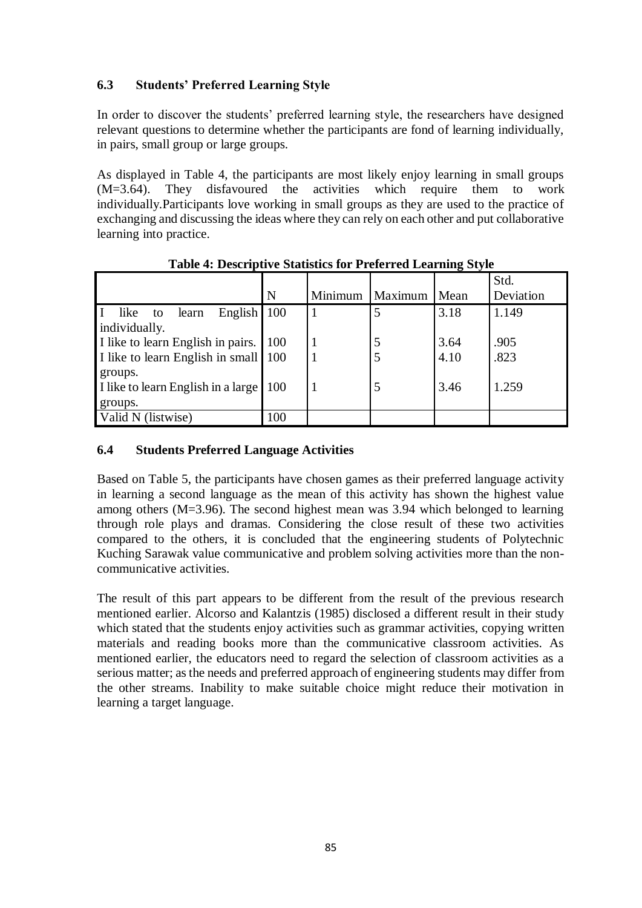### 6.3 Students' Preferred Learning Style

In order to discover the students' preferred learning style, the researchers have designed relevant questions to determine whether the participants are fond of learning individually, in pairs, small group or large groups.

As displayed in Table 4, the participants are most likely enjoy learning in small groups (M=3.64). They disfavoured the activities which require them to work individually.Participants love working in small groups as they are used to the practice of exchanging and discussing the ideas where they can rely on each other and put collaborative learning into practice.

**Table 4: Descriptive Statistics for Preferred Learning Style**

| | N | Minimum | Maximum | Mean | Std. Deviation |
|---|---|---|---|---|---|
| I like to learn English individually. | 100 | 1 | 5 | 3.18 | 1.149 |
| I like to learn English in pairs. | 100 | 1 | 5 | 3.64 | .905 |
| I like to learn English in small groups. | 100 | 1 | 5 | 4.10 | .823 |
| I like to learn English in a large groups. | 100 | 1 | 5 | 3.46 | 1.259 |
| Valid N (listwise) | 100 | | | | |

### 6.4 Students Preferred Language Activities

Based on Table 5, the participants have chosen games as their preferred language activity in learning a second language as the mean of this activity has shown the highest value among others (M=3.96). The second highest mean was 3.94 which belonged to learning through role plays and dramas. Considering the close result of these two activities compared to the others, it is concluded that the engineering students of Polytechnic Kuching Sarawak value communicative and problem solving activities more than the non-communicative activities.

The result of this part appears to be different from the result of the previous research mentioned earlier. Alcorso and Kalantzis (1985) disclosed a different result in their study which stated that the students enjoy activities such as grammar activities, copying written materials and reading books more than the communicative classroom activities. As mentioned earlier, the educators need to regard the selection of classroom activities as a serious matter; as the needs and preferred approach of engineering students may differ from the other streams. Inability to make suitable choice might reduce their motivation in learning a target language.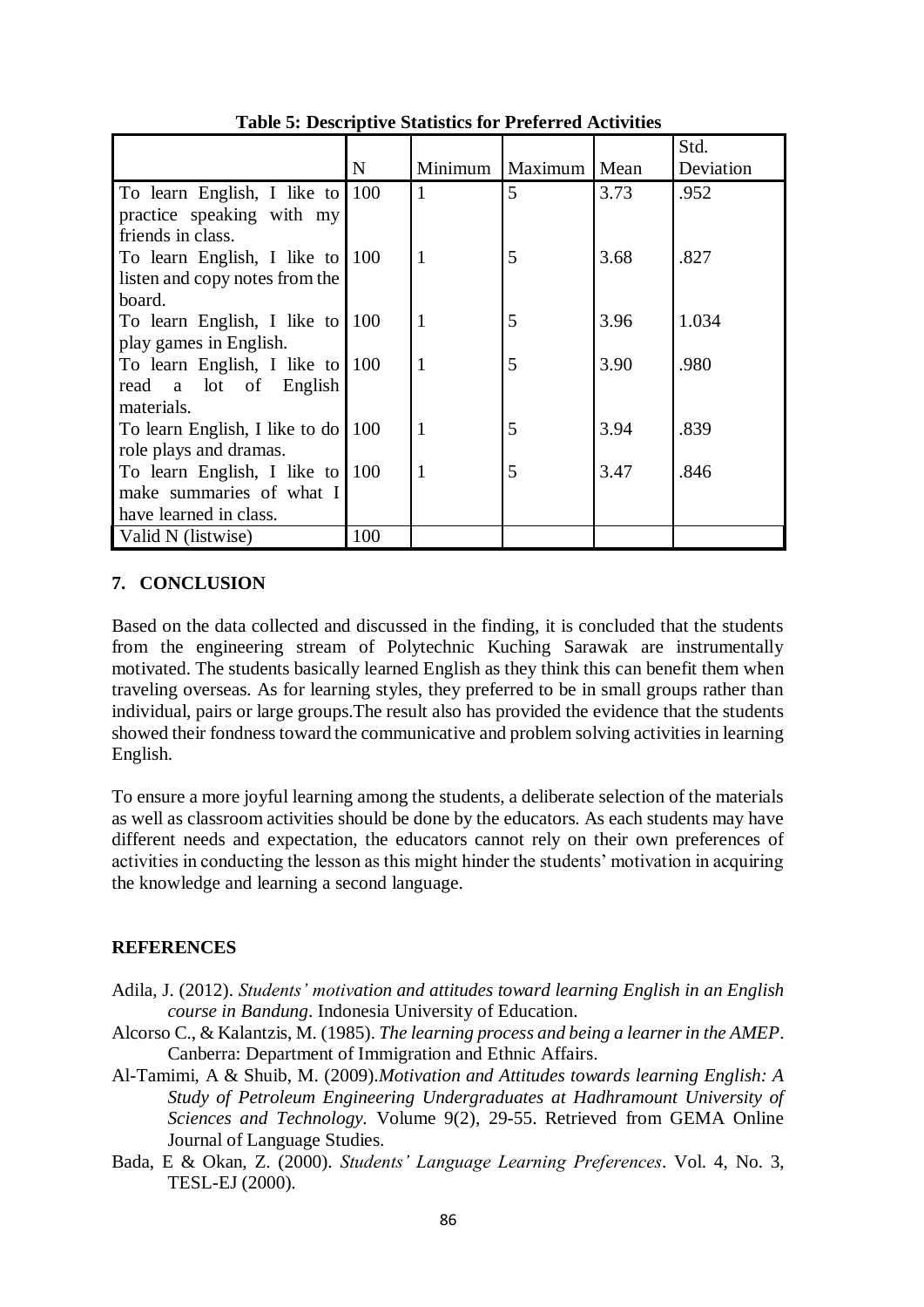**Table 5: Descriptive Statistics for Preferred Activities**

| | N | Minimum | Maximum | Mean | Std. Deviation |
|---|---|---|---|---|---|
| To learn English, I like to practice speaking with my friends in class. | 100 | 1 | 5 | 3.73 | .952 |
| To learn English, I like to listen and copy notes from the board. | 100 | 1 | 5 | 3.68 | .827 |
| To learn English, I like to play games in English. | 100 | 1 | 5 | 3.96 | 1.034 |
| To learn English, I like to read a lot of English materials. | 100 | 1 | 5 | 3.90 | .980 |
| To learn English, I like to do role plays and dramas. | 100 | 1 | 5 | 3.94 | .839 |
| To learn English, I like to make summaries of what I have learned in class. | 100 | 1 | 5 | 3.47 | .846 |
| Valid N (listwise) | 100 | | | | |

## 7. CONCLUSION

Based on the data collected and discussed in the finding, it is concluded that the students from the engineering stream of Polytechnic Kuching Sarawak are instrumentally motivated. The students basically learned English as they think this can benefit them when traveling overseas. As for learning styles, they preferred to be in small groups rather than individual, pairs or large groups.The result also has provided the evidence that the students showed their fondness toward the communicative and problem solving activities in learning English.

To ensure a more joyful learning among the students, a deliberate selection of the materials as well as classroom activities should be done by the educators. As each students may have different needs and expectation, the educators cannot rely on their own preferences of activities in conducting the lesson as this might hinder the students' motivation in acquiring the knowledge and learning a second language.

## REFERENCES

Adila, J. (2012). *Students' motivation and attitudes toward learning English in an English course in Bandung*. Indonesia University of Education.

Alcorso C., & Kalantzis, M. (1985). *The learning process and being a learner in the AMEP*. Canberra: Department of Immigration and Ethnic Affairs.

Al-Tamimi, A & Shuib, M. (2009).*Motivation and Attitudes towards learning English: A Study of Petroleum Engineering Undergraduates at Hadhramount University of Sciences and Technology*. Volume 9(2), 29-55. Retrieved from GEMA Online Journal of Language Studies.

Bada, E & Okan, Z. (2000). *Students' Language Learning Preferences*. Vol. 4, No. 3, TESL-EJ (2000).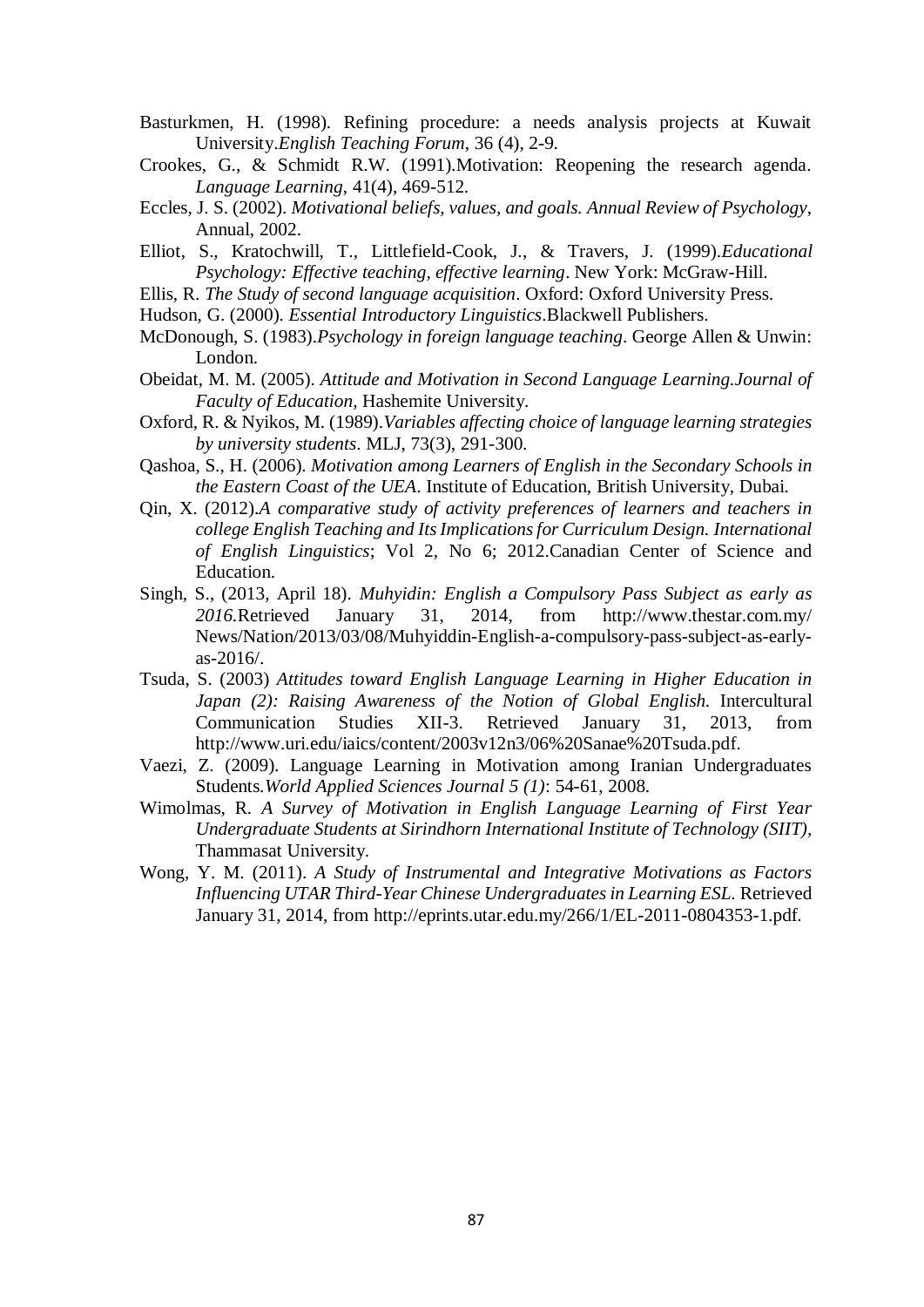Basturkmen, H. (1998). Refining procedure: a needs analysis projects at Kuwait University.*English Teaching Forum*, 36 (4), 2-9.

Crookes, G., & Schmidt R.W. (1991).Motivation: Reopening the research agenda. *Language Learning*, 41(4), 469-512.

Eccles, J. S. (2002). *Motivational beliefs, values, and goals. Annual Review of Psychology*, Annual, 2002.

Elliot, S., Kratochwill, T., Littlefield-Cook, J., & Travers, J. (1999).*Educational Psychology: Effective teaching, effective learning*. New York: McGraw-Hill.

Ellis, R. *The Study of second language acquisition*. Oxford: Oxford University Press.

Hudson, G. (2000). *Essential Introductory Linguistics*.Blackwell Publishers.

McDonough, S. (1983).*Psychology in foreign language teaching*. George Allen & Unwin: London.

Obeidat, M. M. (2005). *Attitude and Motivation in Second Language Learning.Journal of Faculty of Education,* Hashemite University.

Oxford, R. & Nyikos, M. (1989).*Variables affecting choice of language learning strategies by university students*. MLJ, 73(3), 291-300.

Qashoa, S., H. (2006). *Motivation among Learners of English in the Secondary Schools in the Eastern Coast of the UEA*. Institute of Education, British University, Dubai.

Qin, X. (2012).*A comparative study of activity preferences of learners and teachers in college English Teaching and Its Implications for Curriculum Design. International of English Linguistics*; Vol 2, No 6; 2012.Canadian Center of Science and Education.

Singh, S., (2013, April 18). *Muhyidin: English a Compulsory Pass Subject as early as 2016.*Retrieved January 31, 2014, from http://www.thestar.com.my/News/Nation/2013/03/08/Muhyiddin-English-a-compulsory-pass-subject-as-early-as-2016/.

Tsuda, S. (2003) *Attitudes toward English Language Learning in Higher Education in Japan (2): Raising Awareness of the Notion of Global English.* Intercultural Communication Studies XII-3. Retrieved January 31, 2013, from http://www.uri.edu/iaics/content/2003v12n3/06%20Sanae%20Tsuda.pdf.

Vaezi, Z. (2009). Language Learning in Motivation among Iranian Undergraduates Students.*World Applied Sciences Journal 5 (1)*: 54-61, 2008.

Wimolmas, R. *A Survey of Motivation in English Language Learning of First Year Undergraduate Students at Sirindhorn International Institute of Technology (SIIT),* Thammasat University.

Wong, Y. M. (2011). *A Study of Instrumental and Integrative Motivations as Factors Influencing UTAR Third-Year Chinese Undergraduates in Learning ESL*. Retrieved January 31, 2014, from http://eprints.utar.edu.my/266/1/EL-2011-0804353-1.pdf.